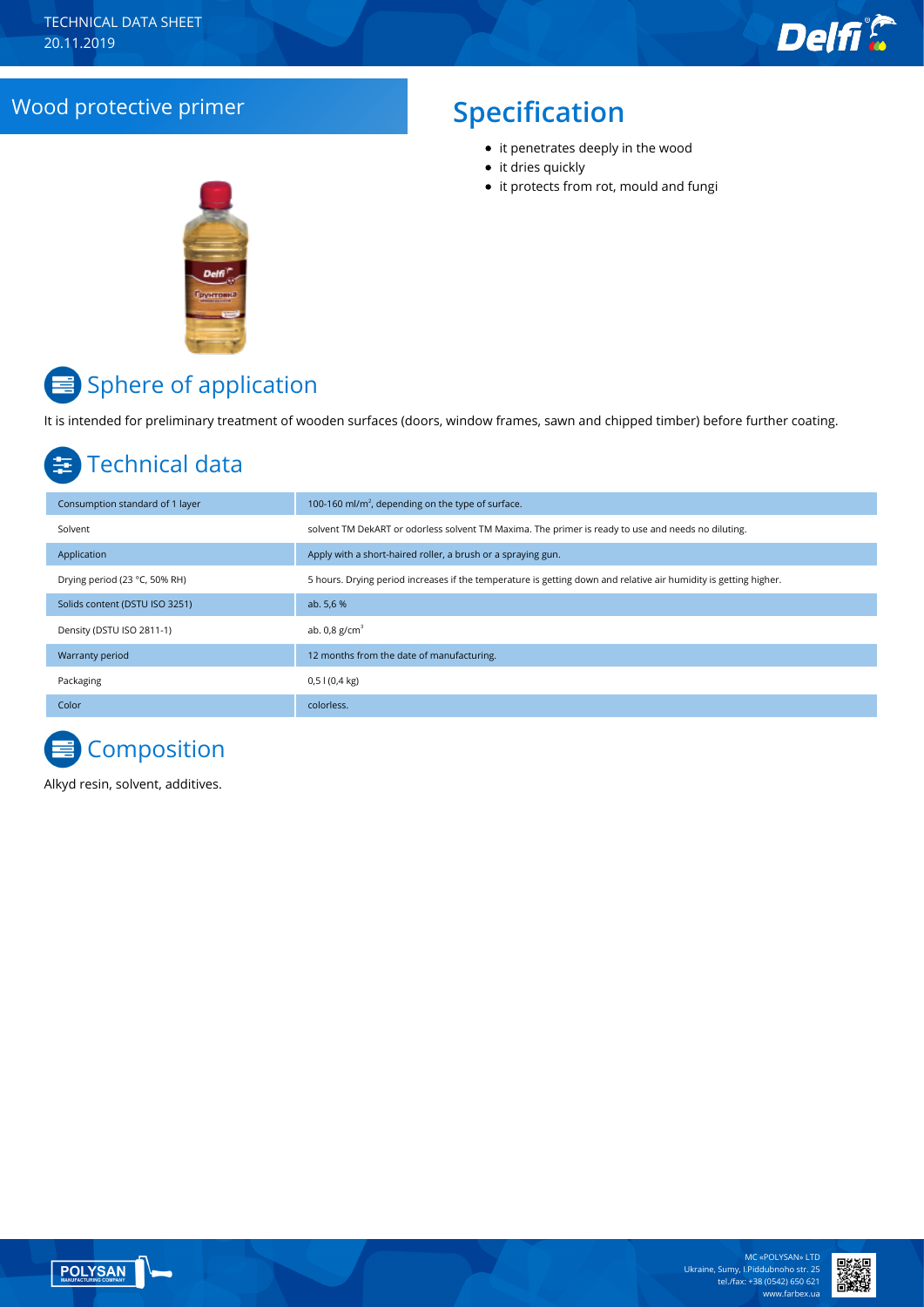TECHNICAL DATA SHEET
20.11.2019

# Wood protective primer

## Specification

- it penetrates deeply in the wood
- it dries quickly
- it protects from rot, mould and fungi

## Sphere of application

It is intended for preliminary treatment of wooden surfaces (doors, window frames, sawn and chipped timber) before further coating.

## Technical data

| | |
|---|---|
| Consumption standard of 1 layer | 100-160 ml/m$^2$, depending on the type of surface. |
| Solvent | solvent TM DekART or odorless solvent TM Maxima. The primer is ready to use and needs no diluting. |
| Application | Apply with a short-haired roller, a brush or a spraying gun. |
| Drying period (23 °C, 50% RH) | 5 hours. Drying period increases if the temperature is getting down and relative air humidity is getting higher. |
| Solids content (DSTU ISO 3251) | ab. 5,6 % |
| Density (DSTU ISO 2811-1) | ab. 0,8 g/cm$^3$ |
| Warranty period | 12 months from the date of manufacturing. |
| Packaging | 0,5 l (0,4 kg) |
| Color | colorless. |

## Composition

Alkyd resin, solvent, additives.

MC «POLYSAN» LTD
Ukraine, Sumy, I.Piddubnoho str. 25
tel./fax: +38 (0542) 650 621
www.farbex.ua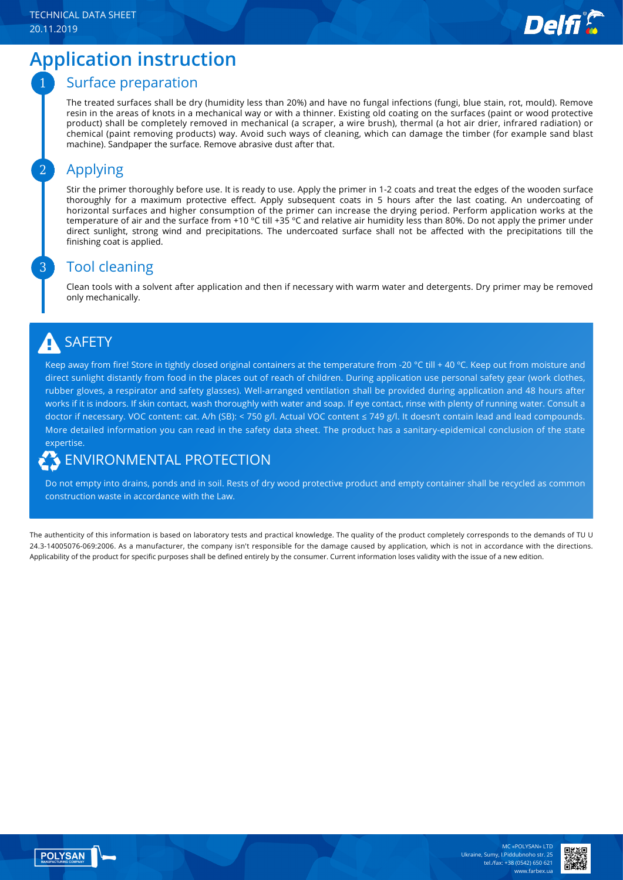# Application instruction

## 1 Surface preparation

The treated surfaces shall be dry (humidity less than 20%) and have no fungal infections (fungi, blue stain, rot, mould). Remove resin in the areas of knots in a mechanical way or with a thinner. Existing old coating on the surfaces (paint or wood protective product) shall be completely removed in mechanical (a scraper, a wire brush), thermal (a hot air drier, infrared radiation) or chemical (paint removing products) way. Avoid such ways of cleaning, which can damage the timber (for example sand blast machine). Sandpaper the surface. Remove abrasive dust after that.

## 2 Applying

Stir the primer thoroughly before use. It is ready to use. Apply the primer in 1-2 coats and treat the edges of the wooden surface thoroughly for a maximum protective effect. Apply subsequent coats in 5 hours after the last coating. An undercoating of horizontal surfaces and higher consumption of the primer can increase the drying period. Perform application works at the temperature of air and the surface from +10 ºC till +35 ºC and relative air humidity less than 80%. Do not apply the primer under direct sunlight, strong wind and precipitations. The undercoated surface shall not be affected with the precipitations till the finishing coat is applied.

## 3 Tool cleaning

Clean tools with a solvent after application and then if necessary with warm water and detergents. Dry primer may be removed only mechanically.

## SAFETY

Keep away from fire! Store in tightly closed original containers at the temperature from -20 °C till + 40 °C. Keep out from moisture and direct sunlight distantly from food in the places out of reach of children. During application use personal safety gear (work clothes, rubber gloves, a respirator and safety glasses). Well-arranged ventilation shall be provided during application and 48 hours after works if it is indoors. If skin contact, wash thoroughly with water and soap. If eye contact, rinse with plenty of running water. Consult a doctor if necessary. VOC content: cat. A/h (SB): < 750 g/l. Actual VOC content ≤ 749 g/l. It doesn't contain lead and lead compounds. More detailed information you can read in the safety data sheet. The product has a sanitary-epidemical conclusion of the state expertise.

## ENVIRONMENTAL PROTECTION

Do not empty into drains, ponds and in soil. Rests of dry wood protective product and empty container shall be recycled as common construction waste in accordance with the Law.

The authenticity of this information is based on laboratory tests and practical knowledge. The quality of the product completely corresponds to the demands of TU U 24.3-14005076-069:2006. As a manufacturer, the company isn't responsible for the damage caused by application, which is not in accordance with the directions. Applicability of the product for specific purposes shall be defined entirely by the consumer. Current information loses validity with the issue of a new edition.

MC «POLYSAN» LTD
Ukraine, Sumy, I.Piddubnoho str. 25
tel./fax: +38 (0542) 650 621
www.farbex.ua